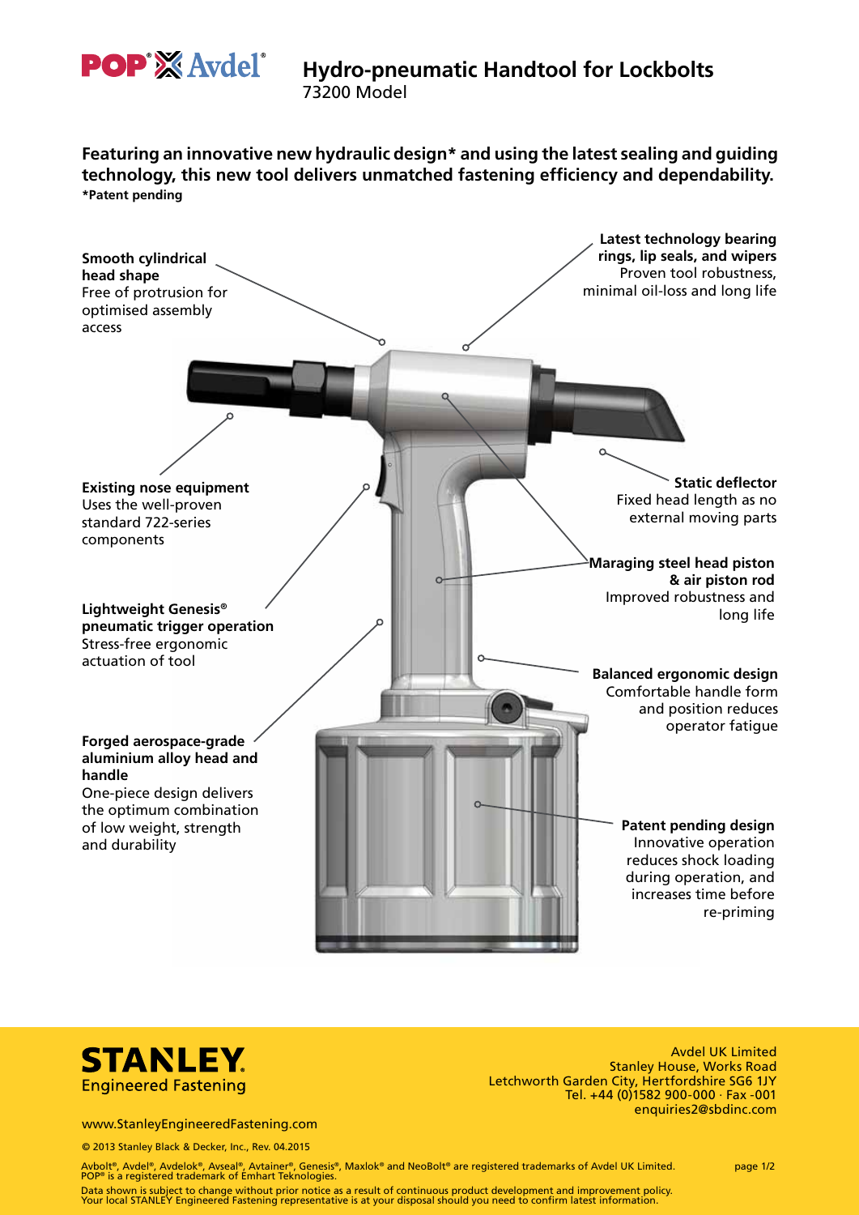# Hydro-pneumatic Handtool for Lockbolts

73200 Model

**Featuring an innovative new hydraulic design* and using the latest sealing and guiding technology, this new tool delivers unmatched fastening efficiency and dependability.**
***Patent pending**

**Smooth cylindrical head shape**
Free of protrusion for optimised assembly access

**Latest technology bearing rings, lip seals, and wipers**
Proven tool robustness, minimal oil-loss and long life

**Existing nose equipment**
Uses the well-proven standard 722-series components

**Static deflector**
Fixed head length as no external moving parts

**Maraging steel head piston & air piston rod**
Improved robustness and long life

**Lightweight Genesis® pneumatic trigger operation**
Stress-free ergonomic actuation of tool

**Balanced ergonomic design**
Comfortable handle form and position reduces operator fatigue

**Forged aerospace-grade aluminium alloy head and handle**
One-piece design delivers the optimum combination of low weight, strength and durability

**Patent pending design**
Innovative operation reduces shock loading during operation, and increases time before re-priming

**STANLEY** Engineered Fastening

Avdel UK Limited
Stanley House, Works Road
Letchworth Garden City, Hertfordshire SG6 1JY
Tel. +44 (0)1582 900-000 · Fax -001
enquiries2@sbdinc.com

www.StanleyEngineeredFastening.com

© 2013 Stanley Black & Decker, Inc., Rev. 04.2015

Avbolt®, Avdel®, Avdelok®, Avseal®, Avtainer®, Genesis®, Maxlok® and NeoBolt® are registered trademarks of Avdel UK Limited.
POP® is a registered trademark of Emhart Teknologies.

Data shown is subject to change without prior notice as a result of continuous product development and improvement policy.
Your local STANLEY Engineered Fastening representative is at your disposal should you need to confirm latest information.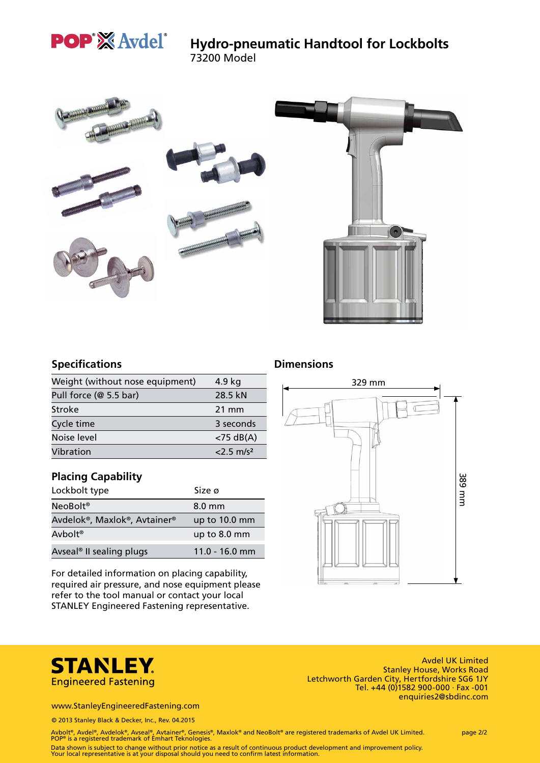# Hydro-pneumatic Handtool for Lockbolts

73200 Model

## Specifications

| | |
|---|---|
| Weight (without nose equipment) | 4.9 kg |
| Pull force (@ 5.5 bar) | 28.5 kN |
| Stroke | 21 mm |
| Cycle time | 3 seconds |
| Noise level | <75 dB(A) |
| Vibration | <2.5 m/s² |

## Placing Capability

| Lockbolt type | Size ø |
|---|---|
| NeoBolt® | 8.0 mm |
| Avdelok®, Maxlok®, Avtainer® | up to 10.0 mm |
| Avbolt® | up to 8.0 mm |
| Avseal® II sealing plugs | 11.0 - 16.0 mm |

For detailed information on placing capability, required air pressure, and nose equipment please refer to the tool manual or contact your local STANLEY Engineered Fastening representative.

## Dimensions

329 mm

389 mm

**STANLEY. Engineered Fastening**

www.StanleyEngineeredFastening.com

Avdel UK Limited
Stanley House, Works Road
Letchworth Garden City, Hertfordshire SG6 1JY
Tel. +44 (0)1582 900-000 · Fax -001
enquiries2@sbdinc.com

© 2013 Stanley Black & Decker, Inc., Rev. 04.2015

Avbolt®, Avdel®, Avdelok®, Avseal®, Avtainer®, Genesis®, Maxlok® and NeoBolt® are registered trademarks of Avdel UK Limited.
POP® is a registered trademark of Emhart Teknologies.

Data shown is subject to change without prior notice as a result of continuous product development and improvement policy.
Your local representative is at your disposal should you need to confirm latest information.